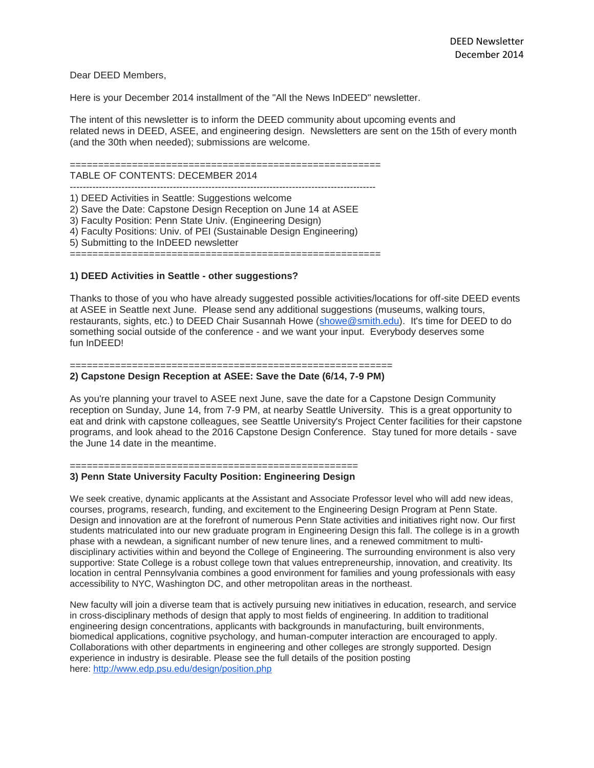DEED Newsletter
December 2014

Dear DEED Members,

Here is your December 2014 installment of the "All the News InDEED" newsletter.

The intent of this newsletter is to inform the DEED community about upcoming events and related news in DEED, ASEE, and engineering design. Newsletters are sent on the 15th of every month (and the 30th when needed); submissions are welcome.

=======================================================

TABLE OF CONTENTS: DECEMBER 2014

---

1) DEED Activities in Seattle: Suggestions welcome
2) Save the Date: Capstone Design Reception on June 14 at ASEE
3) Faculty Position: Penn State Univ. (Engineering Design)
4) Faculty Positions: Univ. of PEI (Sustainable Design Engineering)
5) Submitting to the InDEED newsletter

=======================================================

**1) DEED Activities in Seattle - other suggestions?**

Thanks to those of you who have already suggested possible activities/locations for off-site DEED events at ASEE in Seattle next June. Please send any additional suggestions (museums, walking tours, restaurants, sights, etc.) to DEED Chair Susannah Howe (showe@smith.edu). It's time for DEED to do something social outside of the conference - and we want your input. Everybody deserves some fun InDEED!

=======================================================

**2) Capstone Design Reception at ASEE: Save the Date (6/14, 7-9 PM)**

As you're planning your travel to ASEE next June, save the date for a Capstone Design Community reception on Sunday, June 14, from 7-9 PM, at nearby Seattle University. This is a great opportunity to eat and drink with capstone colleagues, see Seattle University's Project Center facilities for their capstone programs, and look ahead to the 2016 Capstone Design Conference. Stay tuned for more details - save the June 14 date in the meantime.

===================================================

**3) Penn State University Faculty Position: Engineering Design**

We seek creative, dynamic applicants at the Assistant and Associate Professor level who will add new ideas, courses, programs, research, funding, and excitement to the Engineering Design Program at Penn State. Design and innovation are at the forefront of numerous Penn State activities and initiatives right now. Our first students matriculated into our new graduate program in Engineering Design this fall. The college is in a growth phase with a newdean, a significant number of new tenure lines, and a renewed commitment to multi-disciplinary activities within and beyond the College of Engineering. The surrounding environment is also very supportive: State College is a robust college town that values entrepreneurship, innovation, and creativity. Its location in central Pennsylvania combines a good environment for families and young professionals with easy accessibility to NYC, Washington DC, and other metropolitan areas in the northeast.

New faculty will join a diverse team that is actively pursuing new initiatives in education, research, and service in cross-disciplinary methods of design that apply to most fields of engineering. In addition to traditional engineering design concentrations, applicants with backgrounds in manufacturing, built environments, biomedical applications, cognitive psychology, and human-computer interaction are encouraged to apply. Collaborations with other departments in engineering and other colleges are strongly supported. Design experience in industry is desirable. Please see the full details of the position posting here: http://www.edp.psu.edu/design/position.php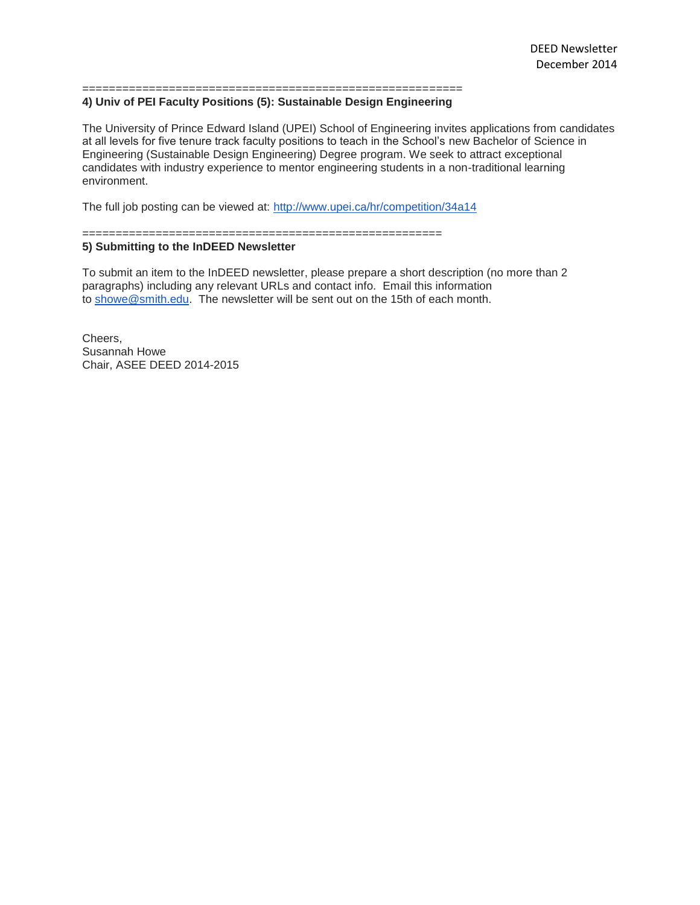=========================================================
**4) Univ of PEI Faculty Positions (5): Sustainable Design Engineering**

The University of Prince Edward Island (UPEI) School of Engineering invites applications from candidates at all levels for five tenure track faculty positions to teach in the School's new Bachelor of Science in Engineering (Sustainable Design Engineering) Degree program. We seek to attract exceptional candidates with industry experience to mentor engineering students in a non-traditional learning environment.

The full job posting can be viewed at: http://www.upei.ca/hr/competition/34a14

======================================================
**5) Submitting to the InDEED Newsletter**

To submit an item to the InDEED newsletter, please prepare a short description (no more than 2 paragraphs) including any relevant URLs and contact info. Email this information to showe@smith.edu. The newsletter will be sent out on the 15th of each month.

Cheers,
Susannah Howe
Chair, ASEE DEED 2014-2015